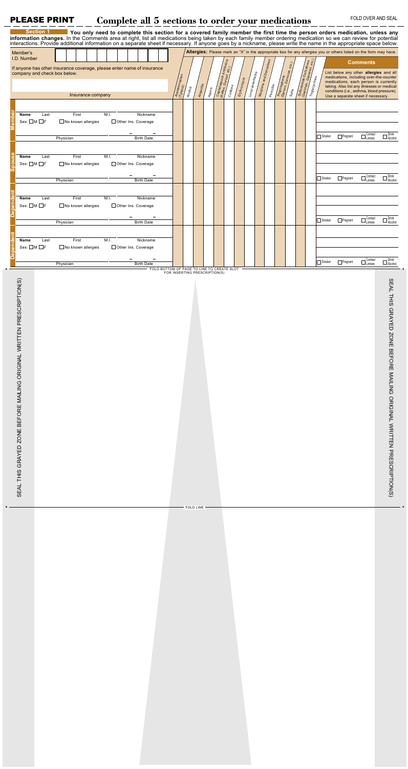**PLEASE PRINT** **Complete all 5 sections to order your medications** FOLD OVER AND SEAL

## Section 1

**You only need to complete this section for a covered family member the first time the person orders medication, unless any information changes.** In the Comments area at right, list all medications being taken by each family member ordering medication so we can review for potential interactions. Provide additional information on a separate sheet if necessary. If anyone goes by a nickname, please write the name in the appropriate space below.

Member's I.D. Number

If anyone has other insurance coverage, please enter name of insurance company and check box below.

Insurance company

**Allergies:** Please mark an "X" in the appropriate box for any allergies you or others listed on the form may have.

Acetaminophen (Tylenol) | Alcohol | Ampicillin | Aspirin | Cephalosporin Antibiotics (Keflex, Duricef, etc.) | Codeine | Erythromycin | Local anesthetics | Morphine and Derivatives | Penicillin | Propoxyphene (Darvon, Darvocet, etc.) | Sulfa | Sulfonamide Derivatives (Gantrisin, Gantanol, etc.) | Tetracyclines

**Comments**

List below any other **allergies** and all medications, including over-the-counter medications, each person is currently taking. Also list any illnesses or medical conditions (i.e., asthma, blood pressure). Use a separate sheet if necessary.

### Member

Name: Last / First / M.I. / Nickname

Sex: ☐M ☐F ☐No known allergies ☐Other Ins. Coverage

Physician / Birth Date

☐Smoker ☐Pregnant ☐Contact Lenses ☐Drink Alcohol

### Spouse

Name: Last / First / M.I. / Nickname

Sex: ☐M ☐F ☐No known allergies ☐Other Ins. Coverage

Physician / Birth Date

☐Smoker ☐Pregnant ☐Contact Lenses ☐Drink Alcohol

### Dependent

Name: Last / First / M.I. / Nickname

Sex: ☐M ☐F ☐No known allergies ☐Other Ins. Coverage

Physician / Birth Date

☐Smoker ☐Pregnant ☐Contact Lenses ☐Drink Alcohol

### Dependent

Name: Last / First / M.I. / Nickname

Sex: ☐M ☐F ☐No known allergies ☐Other Ins. Coverage

Physician / Birth Date

☐Smoker ☐Pregnant ☐Contact Lenses ☐Drink Alcohol

FOLD BOTTOM OF PAGE TO LINE TO CREATE SLOT FOR INSERTING PRESCRIPTION(S)

SEAL THIS GRAYED ZONE BEFORE MAILING ORIGINAL WRITTEN PRESCRIPTION(S)

SEAL THIS GRAYED ZONE BEFORE MAILING ORIGINAL WRITTEN PRESCRIPTION(S)

FOLD LINE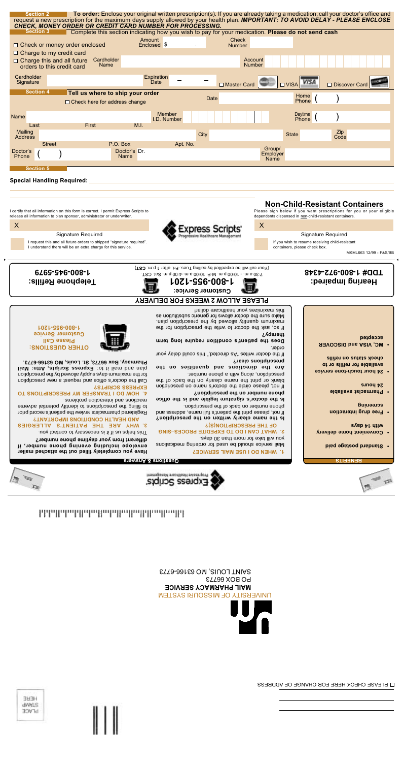**Section 2** **To order:** Enclose your original written prescription(s). If you are already taking a medication, call your doctor's office and request a new prescription for the maximum days supply allowed by your health plan. ***IMPORTANT: TO AVOID DELAY - PLEASE ENCLOSE CHECK, MONEY ORDER OR CREDIT CARD NUMBER FOR PROCESSING.***

**Section 3** Complete this section indicating how you wish to pay for your medication. **Please do not send cash**

☐ Check or money order enclosed   Amount Enclosed $ ____ . ____   Check Number ____

☐ Charge to my credit card

☐ Charge this and all future orders to this credit card   Cardholder Name ____   Account Number ____

Cardholder Signature ____   Expiration Date ____   ☐ Master Card   ☐ VISA   ☐ Discover Card

**Section 4** **Tell us where to ship your order**

☐ Check here for address change   Date ____   Home Phone ( )

Name ____ Last   First   M.I.   Member I.D. Number ____   Daytime Phone ( )

Mailing Address ____ Street   P.O. Box   Apt. No.   City ____   State ____   Zip Code ____

Doctor's Phone ( )   Doctor's Name Dr. ____   Group/ Employer Name ____

**Section 5**

**Special Handling Required:** ____

I certify that all information on this form is correct. I permit Express Scripts to release all information to plan sponsor, administrator or underwriter.

X ____

Signature Required

I request this and all future orders to shipped "signature required". I understand there will be an extra charge for this service.

Express Scripts® Progressive Healthcare Management

## Non-Child-Resistant Containers

Please sign below if you want prescriptions for you or your eligible dependents dispensed in non-child-resistant containers.

X ____

Signature Required

If you wish to resume receiving child-resistant containers, please check box. ☐

MKML663 12/99 - F&S/BB

---

**Hearing Impaired:**
**TDD# 1-800-972-4348**

**Customer Service:**
**1-800-955-1201**
7:30 a.m. - 10:00 p.m. M-F; 10:00 a.m.-4:00 p.m. Sat. CST.
(Your call will be expedited by calling Tues.-Fri. after 1 p.m. CST)

**Telephone Refills:**
**1-800-945-5979**

**PLEASE ALLOW 2 WEEKS FOR DELIVERY**

### BENEFITS

- **Standard postage paid**
- **Convenient home delivery with 14 days**
- **Free drug interaction screening**
- **Pharmacist available 24 hours**
- **24 hour touch-tone service available for refills or to check status on refills**
- **MC, VISA and DISCOVER accepted**

### Questions & Answers

**1. WHEN DO I USE MAIL SERVICE?**
Mail service should be used for ordering medications you will take for more than 30 days.

**2. WHAT CAN I DO TO EXPEDITE PROCESSING OF THE PRESCRIPTION(S)?**

**Is the name clearly written on the prescription?**
If not, please print the patient's full name, address and phone number on back of the prescription.

**Is the doctor's signature legible and is the office phone number on the prescription?**
If not, please circle the doctor's name on prescription blank or print the name clearly on the back of the prescription, along with a phone number.

**Are the directions and quantities on the prescription clear?**
If the doctor writes "As directed," this could delay your order.

**Does the patient's condition require long term therapy?**
If so, ask the doctor to write the prescription for the maximum quantity allowed by the prescription plan.
Make sure the doctor allows for generic substitution as this maximizes your healthcare dollar!

**Have you completely filled out the attached mailer envelope including evening phone number, if different from your daytime phone number?**
This helps us if it is necessary to contact you.

**3. WHY ARE THE PATIENT'S ALLERGIES AND HEALTH CONDITIONS IMPORTANT?**
Registered pharmacists review the patient's record prior to filling the prescriptions to identify potential adverse reactions and interaction problems.

**4. HOW DO I TRANSFER MY PRESCRIPTIONS TO EXPRESS SCRIPTS?**
Call the doctor's office and request a new prescription for the maximum days supply allowed by the prescription plan and mail it to: **Express Scripts, Attn: Mail Pharmacy, Box 66773, St. Louis, MO 63166-6773.**

**OTHER QUESTIONS:**
Please Call
Customer Service
1-800-955-1201

---

UNIVERSITY OF MISSOURI SYSTEM
**MAIL PHARMACY SERVICE**
PO BOX 66773
SAINT LOUIS, MO 63166-6773

PLACE STAMP HERE

☐ PLEASE CHECK HERE FOR CHANGE OF ADDRESS